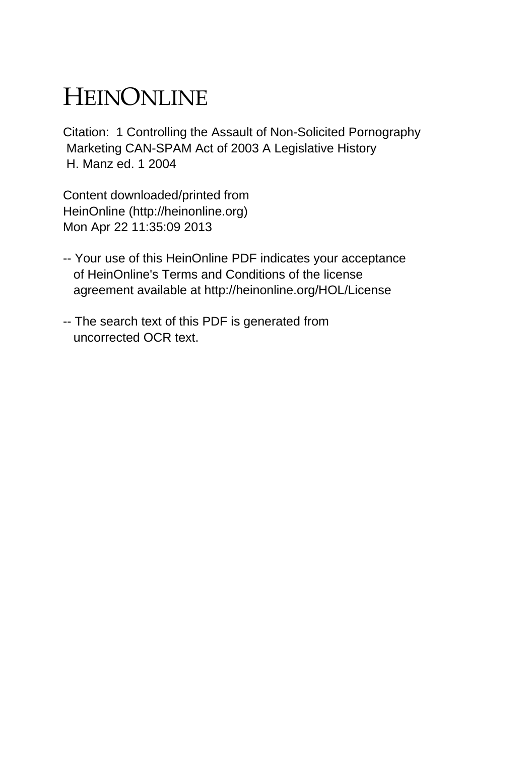# HEINONLINE

Citation: 1 Controlling the Assault of Non-Solicited Pornography Marketing CAN-SPAM Act of 2003 A Legislative History H. Manz ed. 1 2004

Content downloaded/printed from HeinOnline (http://heinonline.org) Mon Apr 22 11:35:09 2013

-- Your use of this HeinOnline PDF indicates your acceptance of HeinOnline's Terms and Conditions of the license agreement available at http://heinonline.org/HOL/License

-- The search text of this PDF is generated from uncorrected OCR text.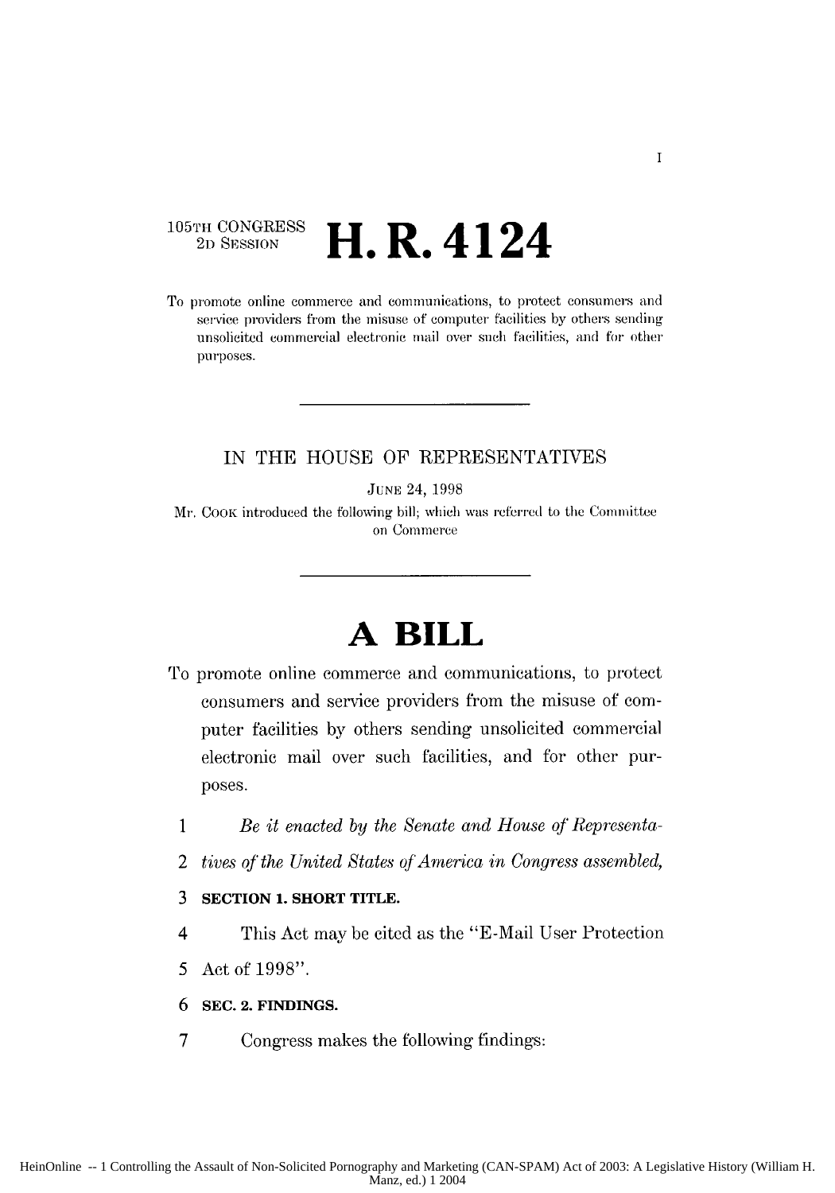105TH CONGRESS
2D SESSION

# H. R. 4124

To promote online commerce and communications, to protect consumers and service providers from the misuse of computer facilities by others sending unsolicited commercial electronic mail over such facilities, and for other purposes.

---

IN THE HOUSE OF REPRESENTATIVES

JUNE 24, 1998

Mr. COOK introduced the following bill; which was referred to the Committee on Commerce

---

# A BILL

To promote online commerce and communications, to protect consumers and service providers from the misuse of computer facilities by others sending unsolicited commercial electronic mail over such facilities, and for other purposes.

1 *Be it enacted by the Senate and House of Representa-*
2 *tives of the United States of America in Congress assembled,*

3 **SECTION 1. SHORT TITLE.**

4 This Act may be cited as the "E-Mail User Protection
5 Act of 1998".

6 **SEC. 2. FINDINGS.**

7 Congress makes the following findings: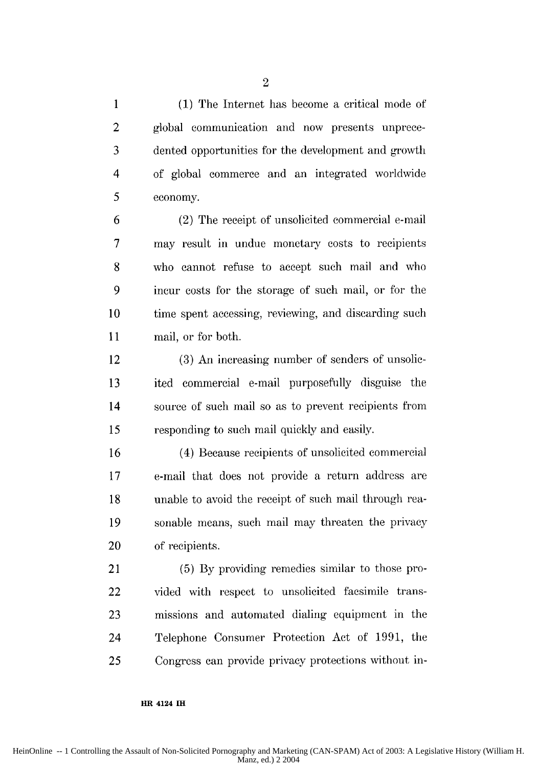(1) The Internet has become a critical mode of global communication and now presents unprecedented opportunities for the development and growth of global commerce and an integrated worldwide economy.

(2) The receipt of unsolicited commercial e-mail may result in undue monetary costs to recipients who cannot refuse to accept such mail and who incur costs for the storage of such mail, or for the time spent accessing, reviewing, and discarding such mail, or for both.

(3) An increasing number of senders of unsolicited commercial e-mail purposefully disguise the source of such mail so as to prevent recipients from responding to such mail quickly and easily.

(4) Because recipients of unsolicited commercial e-mail that does not provide a return address are unable to avoid the receipt of such mail through reasonable means, such mail may threaten the privacy of recipients.

(5) By providing remedies similar to those provided with respect to unsolicited facsimile transmissions and automated dialing equipment in the Telephone Consumer Protection Act of 1991, the Congress can provide privacy protections without in-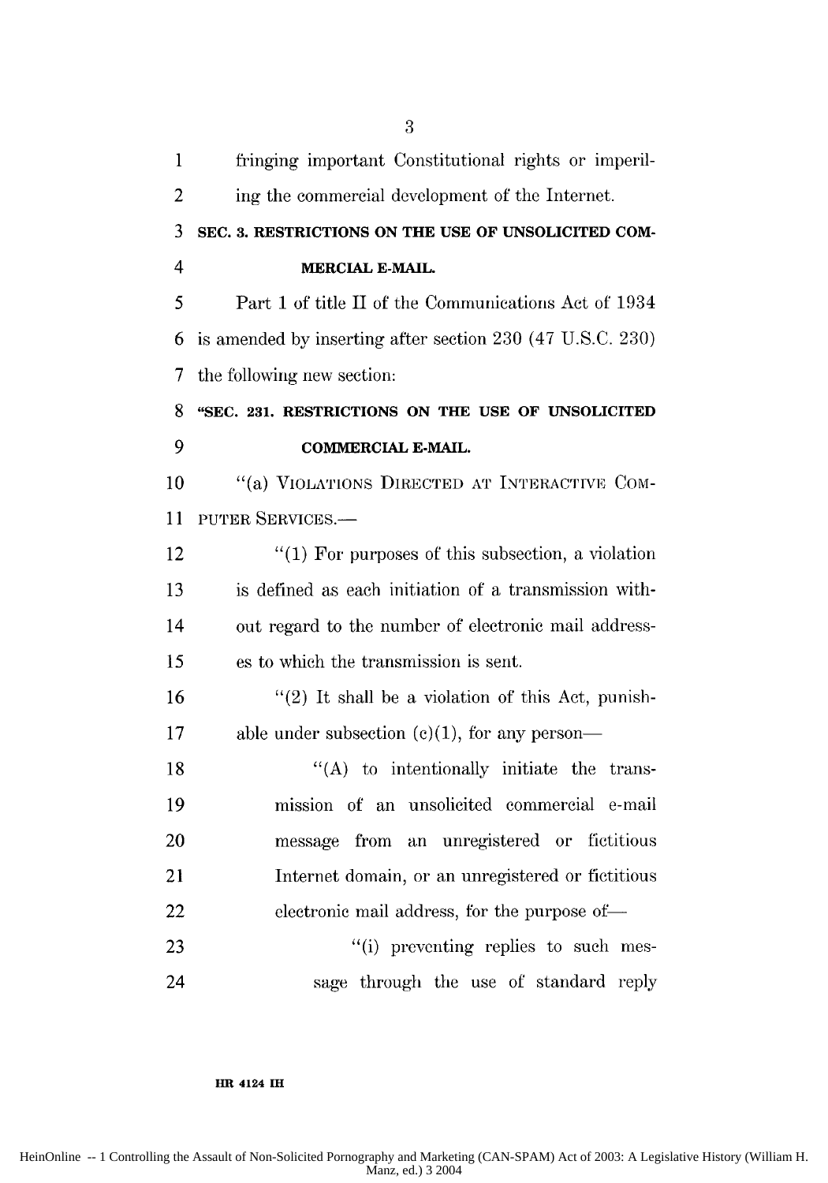fringing important Constitutional rights or imperiling the commercial development of the Internet.

### SEC. 3. RESTRICTIONS ON THE USE OF UNSOLICITED COMMERCIAL E-MAIL.

Part 1 of title II of the Communications Act of 1934 is amended by inserting after section 230 (47 U.S.C. 230) the following new section:

### "SEC. 231. RESTRICTIONS ON THE USE OF UNSOLICITED COMMERCIAL E-MAIL.

"(a) VIOLATIONS DIRECTED AT INTERACTIVE COMPUTER SERVICES.—

"(1) For purposes of this subsection, a violation is defined as each initiation of a transmission without regard to the number of electronic mail addresses to which the transmission is sent.

"(2) It shall be a violation of this Act, punishable under subsection (c)(1), for any person—

"(A) to intentionally initiate the transmission of an unsolicited commercial e-mail message from an unregistered or fictitious Internet domain, or an unregistered or fictitious electronic mail address, for the purpose of—

"(i) preventing replies to such message through the use of standard reply

HR 4124 IH

HeinOnline -- 1 Controlling the Assault of Non-Solicited Pornography and Marketing (CAN-SPAM) Act of 2003: A Legislative History (William H. Manz, ed.) 3 2004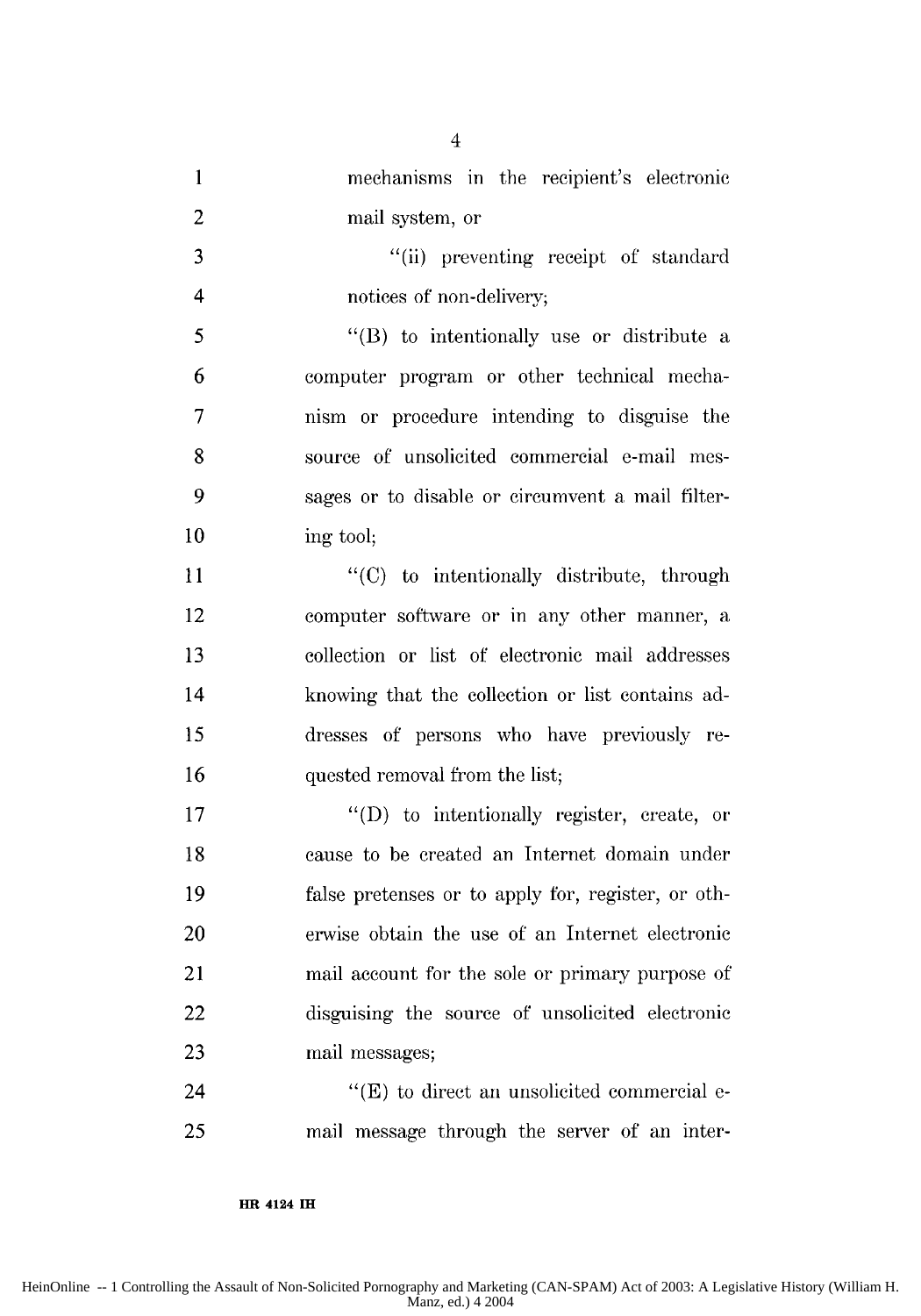mechanisms in the recipient's electronic mail system, or

"(ii) preventing receipt of standard notices of non-delivery;

"(B) to intentionally use or distribute a computer program or other technical mechanism or procedure intending to disguise the source of unsolicited commercial e-mail messages or to disable or circumvent a mail filtering tool;

"(C) to intentionally distribute, through computer software or in any other manner, a collection or list of electronic mail addresses knowing that the collection or list contains addresses of persons who have previously requested removal from the list;

"(D) to intentionally register, create, or cause to be created an Internet domain under false pretenses or to apply for, register, or otherwise obtain the use of an Internet electronic mail account for the sole or primary purpose of disguising the source of unsolicited electronic mail messages;

"(E) to direct an unsolicited commercial e-mail message through the server of an inter-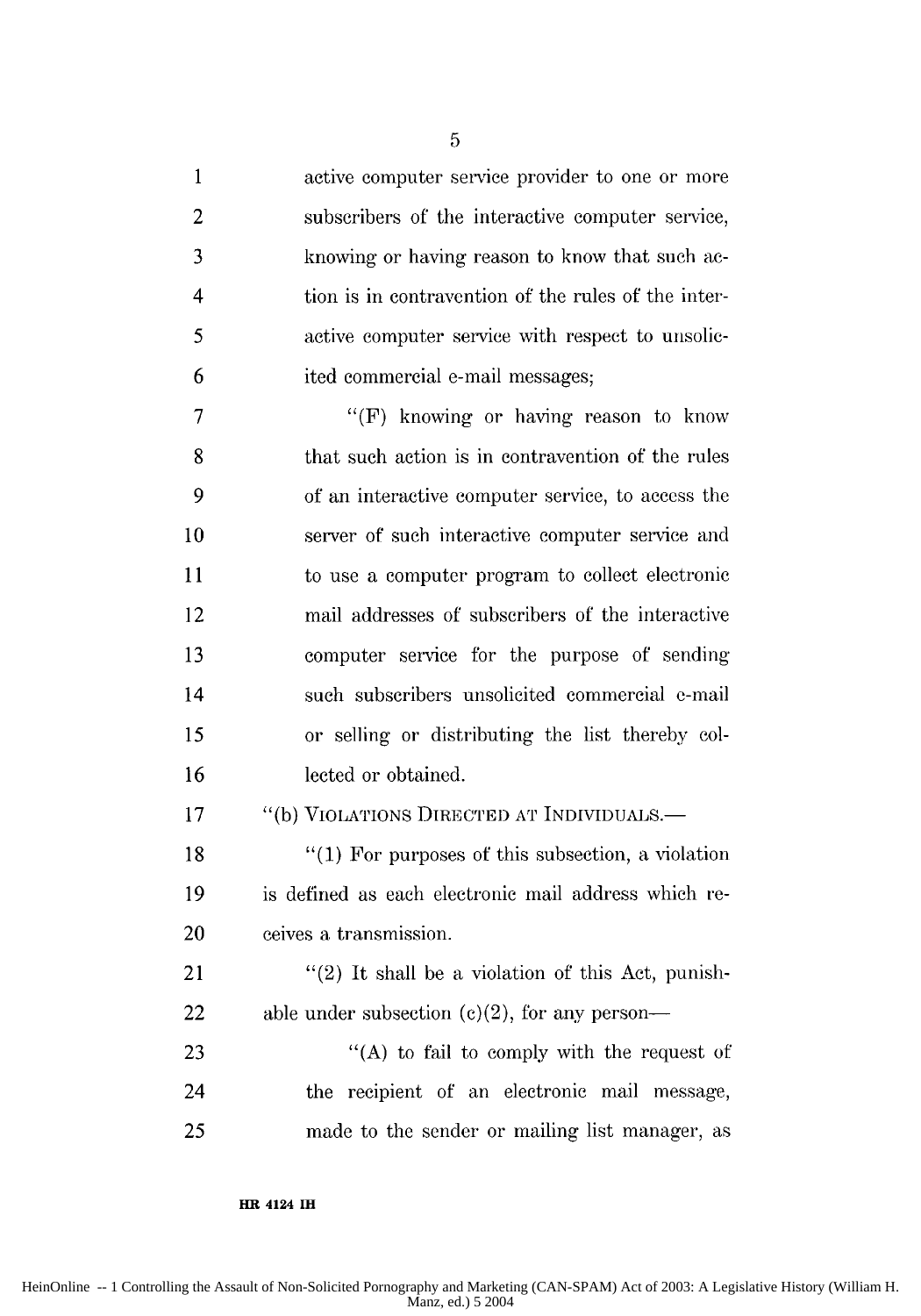active computer service provider to one or more subscribers of the interactive computer service, knowing or having reason to know that such action is in contravention of the rules of the interactive computer service with respect to unsolicited commercial e-mail messages;

"(F) knowing or having reason to know that such action is in contravention of the rules of an interactive computer service, to access the server of such interactive computer service and to use a computer program to collect electronic mail addresses of subscribers of the interactive computer service for the purpose of sending such subscribers unsolicited commercial e-mail or selling or distributing the list thereby collected or obtained.

"(b) VIOLATIONS DIRECTED AT INDIVIDUALS.—

"(1) For purposes of this subsection, a violation is defined as each electronic mail address which receives a transmission.

"(2) It shall be a violation of this Act, punishable under subsection (c)(2), for any person—

"(A) to fail to comply with the request of the recipient of an electronic mail message, made to the sender or mailing list manager, as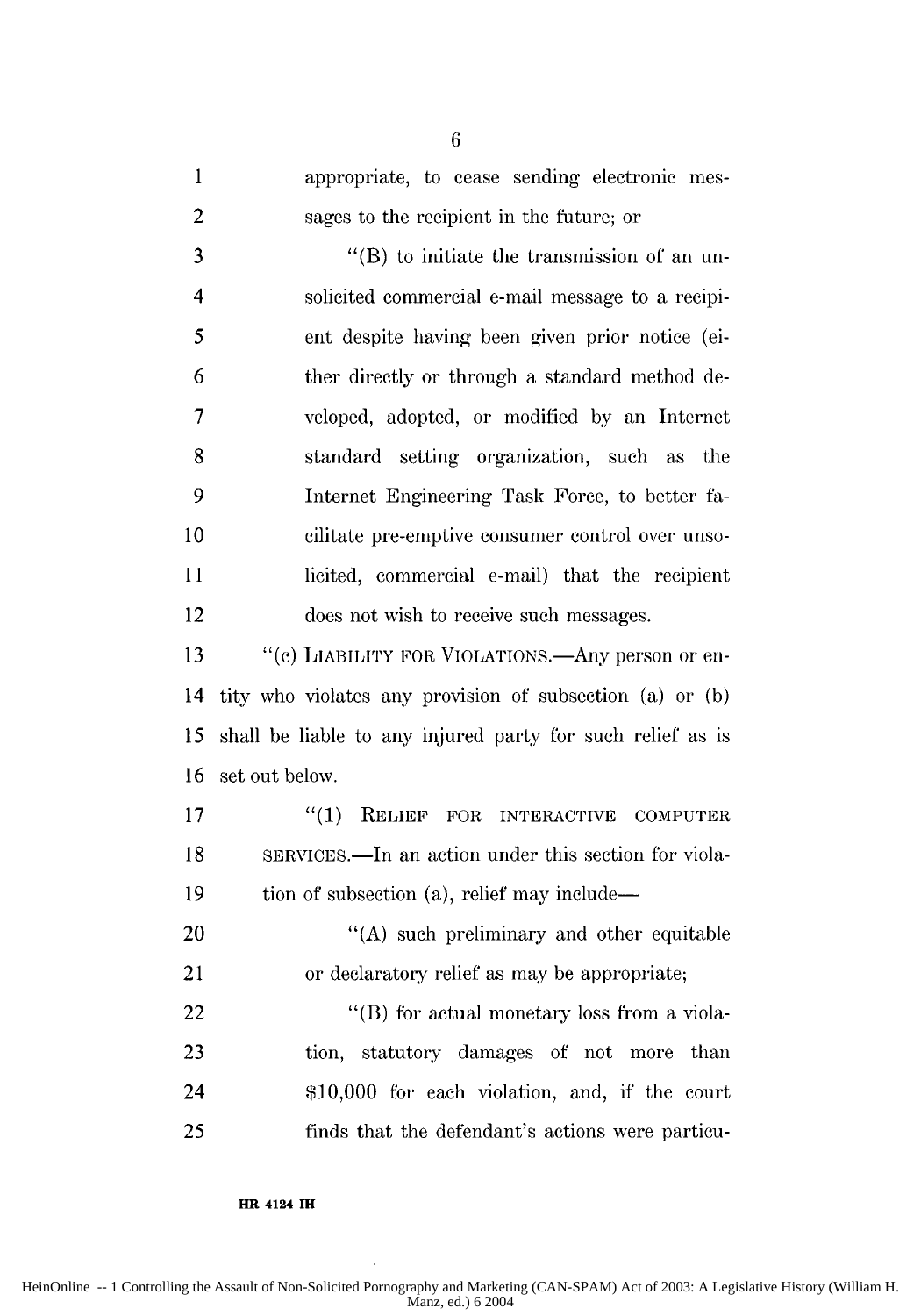appropriate, to cease sending electronic messages to the recipient in the future; or

"(B) to initiate the transmission of an unsolicited commercial e-mail message to a recipient despite having been given prior notice (either directly or through a standard method developed, adopted, or modified by an Internet standard setting organization, such as the Internet Engineering Task Force, to better facilitate pre-emptive consumer control over unsolicited, commercial e-mail) that the recipient does not wish to receive such messages.

"(c) LIABILITY FOR VIOLATIONS.—Any person or entity who violates any provision of subsection (a) or (b) shall be liable to any injured party for such relief as is set out below.

"(1) RELIEF FOR INTERACTIVE COMPUTER SERVICES.—In an action under this section for violation of subsection (a), relief may include—

"(A) such preliminary and other equitable or declaratory relief as may be appropriate;

"(B) for actual monetary loss from a violation, statutory damages of not more than $10,000 for each violation, and, if the court finds that the defendant's actions were particu-

HR 4124 IH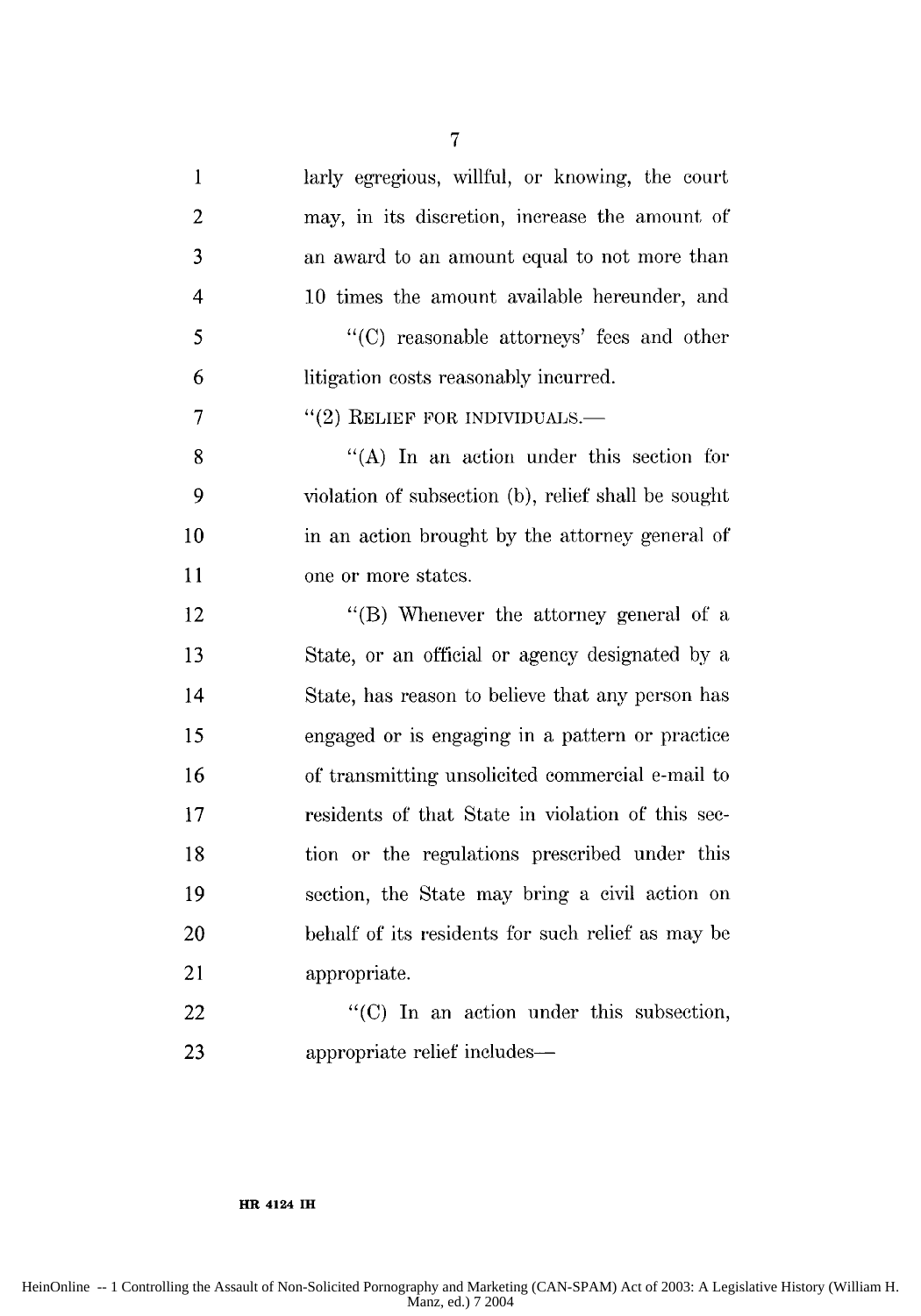larly egregious, willful, or knowing, the court may, in its discretion, increase the amount of an award to an amount equal to not more than 10 times the amount available hereunder, and

"(C) reasonable attorneys' fees and other litigation costs reasonably incurred.

"(2) RELIEF FOR INDIVIDUALS.—

"(A) In an action under this section for violation of subsection (b), relief shall be sought in an action brought by the attorney general of one or more states.

"(B) Whenever the attorney general of a State, or an official or agency designated by a State, has reason to believe that any person has engaged or is engaging in a pattern or practice of transmitting unsolicited commercial e-mail to residents of that State in violation of this section or the regulations prescribed under this section, the State may bring a civil action on behalf of its residents for such relief as may be appropriate.

"(C) In an action under this subsection, appropriate relief includes—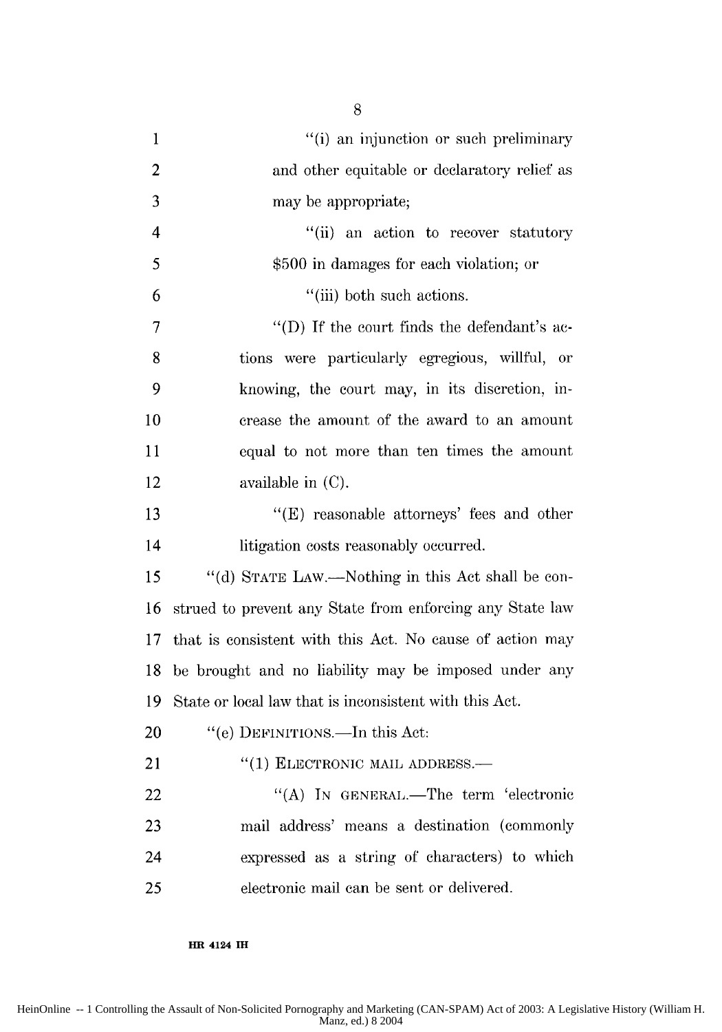"(i) an injunction or such preliminary and other equitable or declaratory relief as may be appropriate;

"(ii) an action to recover statutory $500 in damages for each violation; or

"(iii) both such actions.

"(D) If the court finds the defendant's actions were particularly egregious, willful, or knowing, the court may, in its discretion, increase the amount of the award to an amount equal to not more than ten times the amount available in (C).

"(E) reasonable attorneys' fees and other litigation costs reasonably occurred.

"(d) STATE LAW.—Nothing in this Act shall be construed to prevent any State from enforcing any State law that is consistent with this Act. No cause of action may be brought and no liability may be imposed under any State or local law that is inconsistent with this Act.

"(e) DEFINITIONS.—In this Act:

"(1) ELECTRONIC MAIL ADDRESS.—

"(A) IN GENERAL.—The term 'electronic mail address' means a destination (commonly expressed as a string of characters) to which electronic mail can be sent or delivered.

HR 4124 IH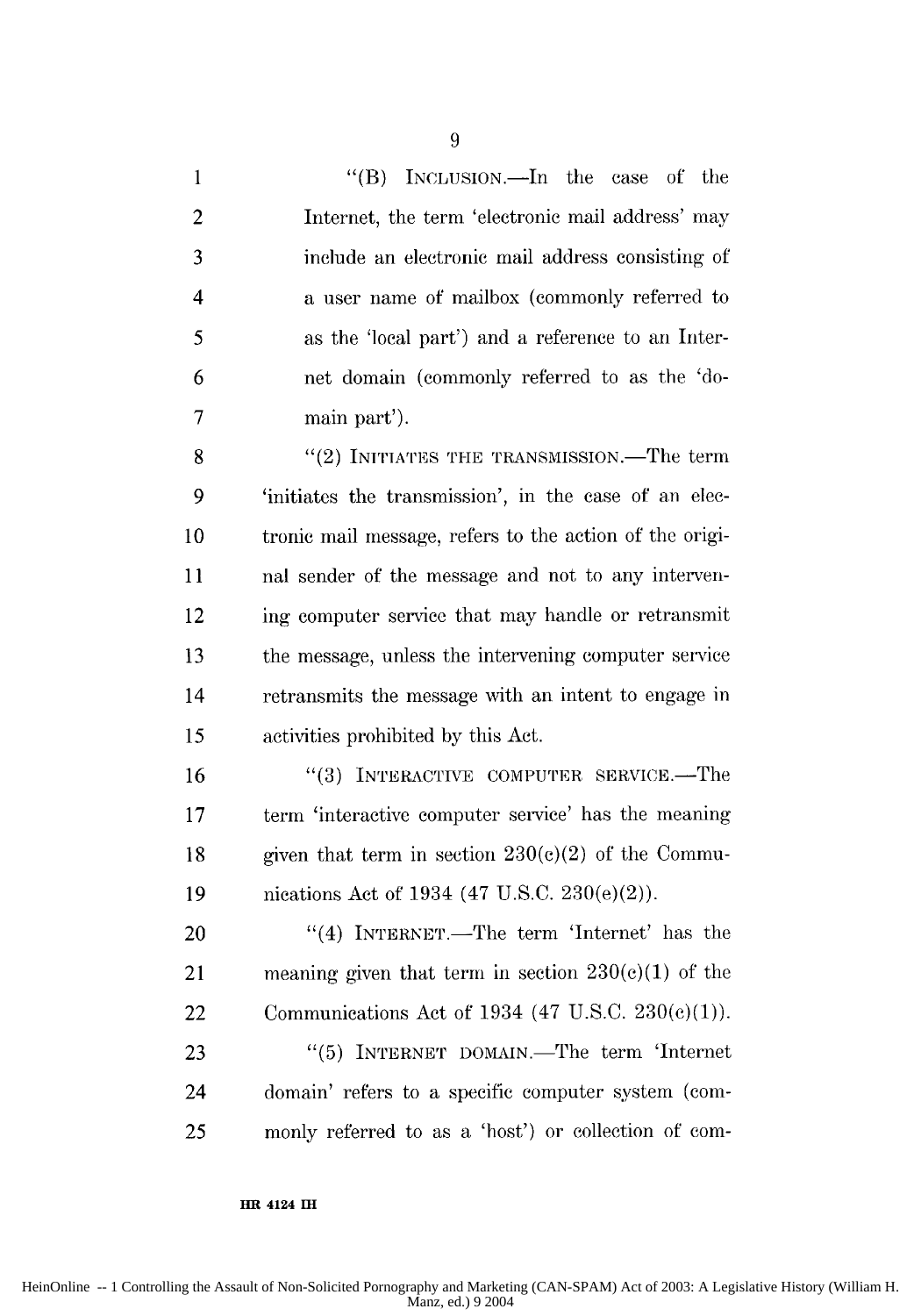"(B) INCLUSION.—In the case of the Internet, the term 'electronic mail address' may include an electronic mail address consisting of a user name of mailbox (commonly referred to as the 'local part') and a reference to an Internet domain (commonly referred to as the 'domain part').

"(2) INITIATES THE TRANSMISSION.—The term 'initiates the transmission', in the case of an electronic mail message, refers to the action of the original sender of the message and not to any intervening computer service that may handle or retransmit the message, unless the intervening computer service retransmits the message with an intent to engage in activities prohibited by this Act.

"(3) INTERACTIVE COMPUTER SERVICE.—The term 'interactive computer service' has the meaning given that term in section 230(e)(2) of the Communications Act of 1934 (47 U.S.C. 230(e)(2)).

"(4) INTERNET.—The term 'Internet' has the meaning given that term in section 230(c)(1) of the Communications Act of 1934 (47 U.S.C. 230(c)(1)).

"(5) INTERNET DOMAIN.—The term 'Internet domain' refers to a specific computer system (commonly referred to as a 'host') or collection of com-

HR 4124 IH

HeinOnline -- 1 Controlling the Assault of Non-Solicited Pornography and Marketing (CAN-SPAM) Act of 2003: A Legislative History (William H. Manz, ed.) 9 2004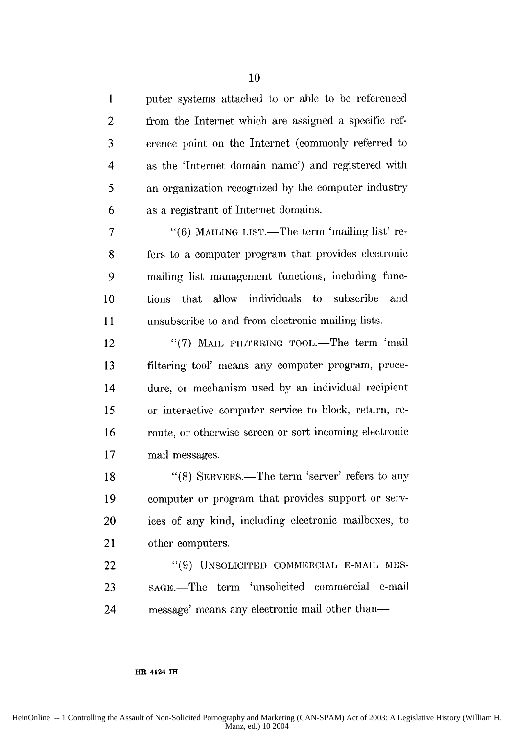puter systems attached to or able to be referenced from the Internet which are assigned a specific reference point on the Internet (commonly referred to as the 'Internet domain name') and registered with an organization recognized by the computer industry as a registrant of Internet domains.

"(6) MAILING LIST.—The term 'mailing list' refers to a computer program that provides electronic mailing list management functions, including functions that allow individuals to subscribe and unsubscribe to and from electronic mailing lists.

"(7) MAIL FILTERING TOOL.—The term 'mail filtering tool' means any computer program, procedure, or mechanism used by an individual recipient or interactive computer service to block, return, reroute, or otherwise screen or sort incoming electronic mail messages.

"(8) SERVERS.—The term 'server' refers to any computer or program that provides support or services of any kind, including electronic mailboxes, to other computers.

"(9) UNSOLICITED COMMERCIAL E-MAIL MESSAGE.—The term 'unsolicited commercial e-mail message' means any electronic mail other than—

HR 4124 IH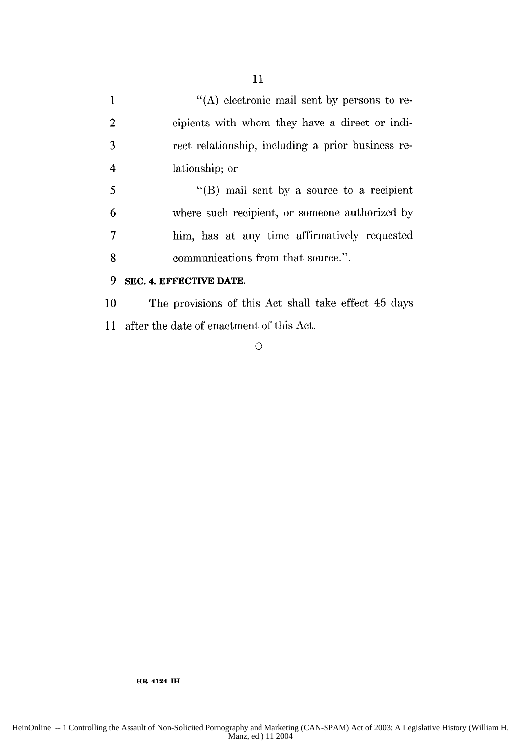"(A) electronic mail sent by persons to recipients with whom they have a direct or indirect relationship, including a prior business relationship; or

"(B) mail sent by a source to a recipient where such recipient, or someone authorized by him, has at any time affirmatively requested communications from that source.".

**SEC. 4. EFFECTIVE DATE.**

The provisions of this Act shall take effect 45 days after the date of enactment of this Act.

○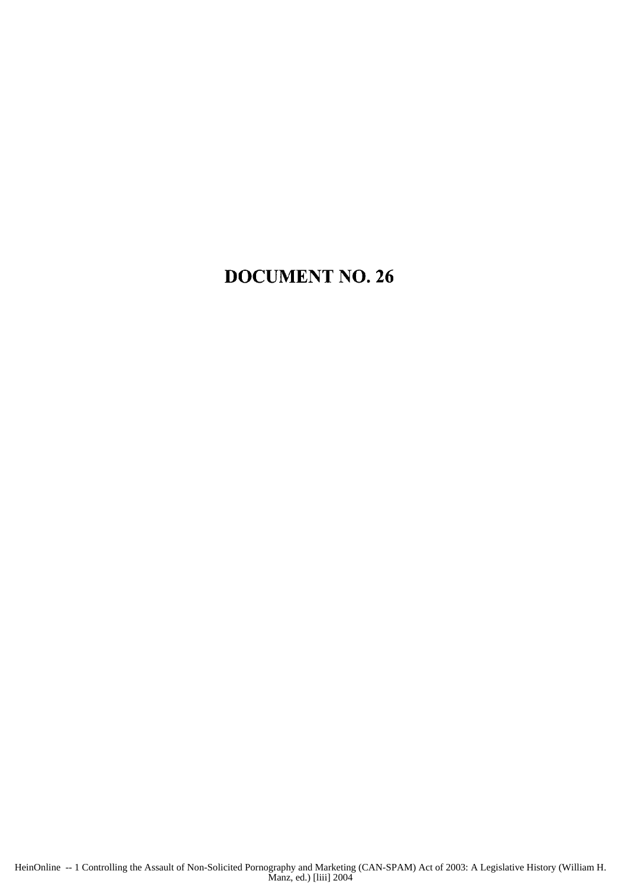# DOCUMENT NO. 26